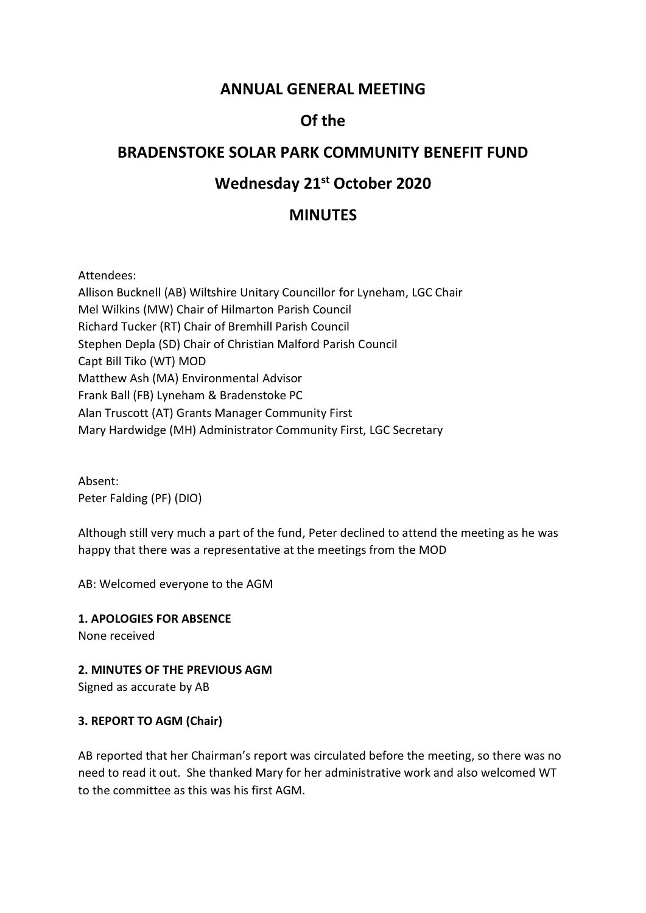# ANNUAL GENERAL MEETING

# Of the

# BRADENSTOKE SOLAR PARK COMMUNITY BENEFIT FUND

# Wednesday 21st October 2020

# MINUTES

Attendees:
Allison Bucknell (AB) Wiltshire Unitary Councillor for Lyneham, LGC Chair
Mel Wilkins (MW) Chair of Hilmarton Parish Council
Richard Tucker (RT) Chair of Bremhill Parish Council
Stephen Depla (SD) Chair of Christian Malford Parish Council
Capt Bill Tiko (WT) MOD
Matthew Ash (MA) Environmental Advisor
Frank Ball (FB) Lyneham & Bradenstoke PC
Alan Truscott (AT) Grants Manager Community First
Mary Hardwidge (MH) Administrator Community First, LGC Secretary

Absent:
Peter Falding (PF) (DIO)

Although still very much a part of the fund, Peter declined to attend the meeting as he was happy that there was a representative at the meetings from the MOD

AB: Welcomed everyone to the AGM

**1. APOLOGIES FOR ABSENCE**

None received

**2. MINUTES OF THE PREVIOUS AGM**

Signed as accurate by AB

**3. REPORT TO AGM (Chair)**

AB reported that her Chairman's report was circulated before the meeting, so there was no need to read it out. She thanked Mary for her administrative work and also welcomed WT to the committee as this was his first AGM.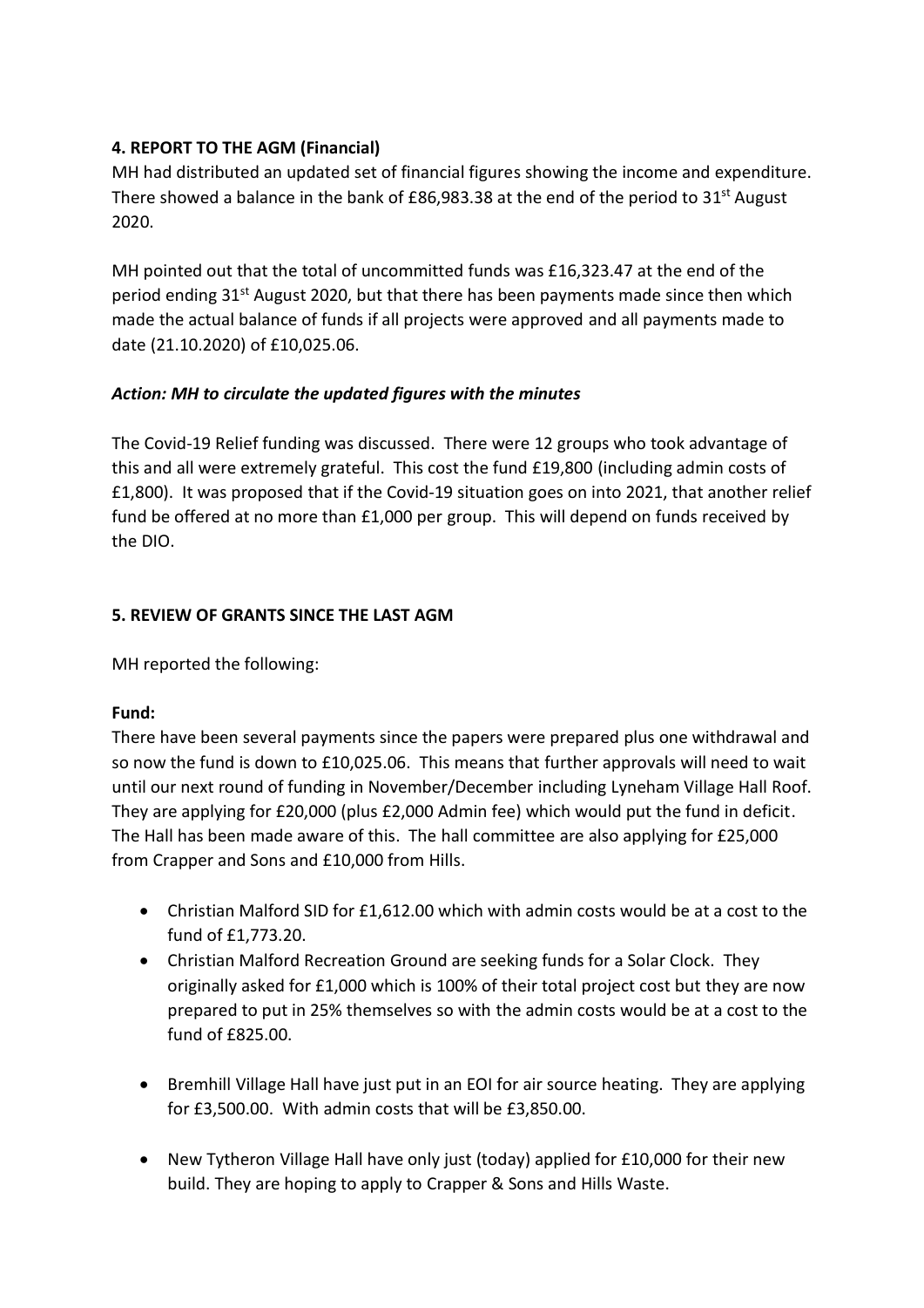**4. REPORT TO THE AGM (Financial)**

MH had distributed an updated set of financial figures showing the income and expenditure. There showed a balance in the bank of £86,983.38 at the end of the period to 31st August 2020.

MH pointed out that the total of uncommitted funds was £16,323.47 at the end of the period ending 31st August 2020, but that there has been payments made since then which made the actual balance of funds if all projects were approved and all payments made to date (21.10.2020) of £10,025.06.

***Action: MH to circulate the updated figures with the minutes***

The Covid-19 Relief funding was discussed. There were 12 groups who took advantage of this and all were extremely grateful. This cost the fund £19,800 (including admin costs of £1,800). It was proposed that if the Covid-19 situation goes on into 2021, that another relief fund be offered at no more than £1,000 per group. This will depend on funds received by the DIO.

**5. REVIEW OF GRANTS SINCE THE LAST AGM**

MH reported the following:

**Fund:**

There have been several payments since the papers were prepared plus one withdrawal and so now the fund is down to £10,025.06. This means that further approvals will need to wait until our next round of funding in November/December including Lyneham Village Hall Roof. They are applying for £20,000 (plus £2,000 Admin fee) which would put the fund in deficit. The Hall has been made aware of this. The hall committee are also applying for £25,000 from Crapper and Sons and £10,000 from Hills.

- Christian Malford SID for £1,612.00 which with admin costs would be at a cost to the fund of £1,773.20.
- Christian Malford Recreation Ground are seeking funds for a Solar Clock. They originally asked for £1,000 which is 100% of their total project cost but they are now prepared to put in 25% themselves so with the admin costs would be at a cost to the fund of £825.00.
- Bremhill Village Hall have just put in an EOI for air source heating. They are applying for £3,500.00. With admin costs that will be £3,850.00.
- New Tytheron Village Hall have only just (today) applied for £10,000 for their new build. They are hoping to apply to Crapper & Sons and Hills Waste.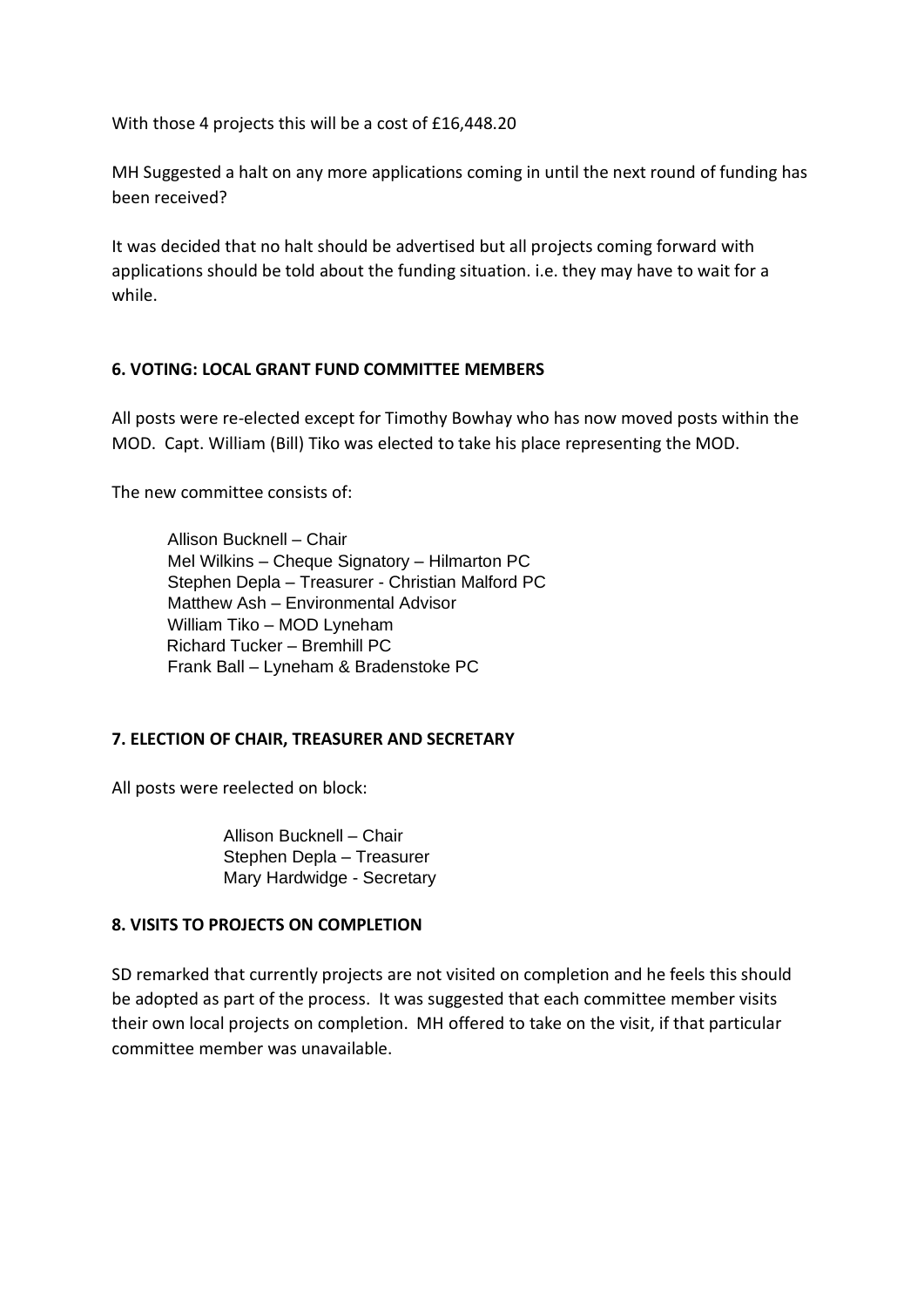With those 4 projects this will be a cost of £16,448.20

MH Suggested a halt on any more applications coming in until the next round of funding has been received?

It was decided that no halt should be advertised but all projects coming forward with applications should be told about the funding situation. i.e. they may have to wait for a while.

**6. VOTING: LOCAL GRANT FUND COMMITTEE MEMBERS**

All posts were re-elected except for Timothy Bowhay who has now moved posts within the MOD. Capt. William (Bill) Tiko was elected to take his place representing the MOD.

The new committee consists of:

Allison Bucknell – Chair
Mel Wilkins – Cheque Signatory – Hilmarton PC
Stephen Depla – Treasurer - Christian Malford PC
Matthew Ash – Environmental Advisor
William Tiko – MOD Lyneham
Richard Tucker – Bremhill PC
Frank Ball – Lyneham & Bradenstoke PC

**7. ELECTION OF CHAIR, TREASURER AND SECRETARY**

All posts were reelected on block:

Allison Bucknell – Chair
Stephen Depla – Treasurer
Mary Hardwidge - Secretary

**8. VISITS TO PROJECTS ON COMPLETION**

SD remarked that currently projects are not visited on completion and he feels this should be adopted as part of the process. It was suggested that each committee member visits their own local projects on completion. MH offered to take on the visit, if that particular committee member was unavailable.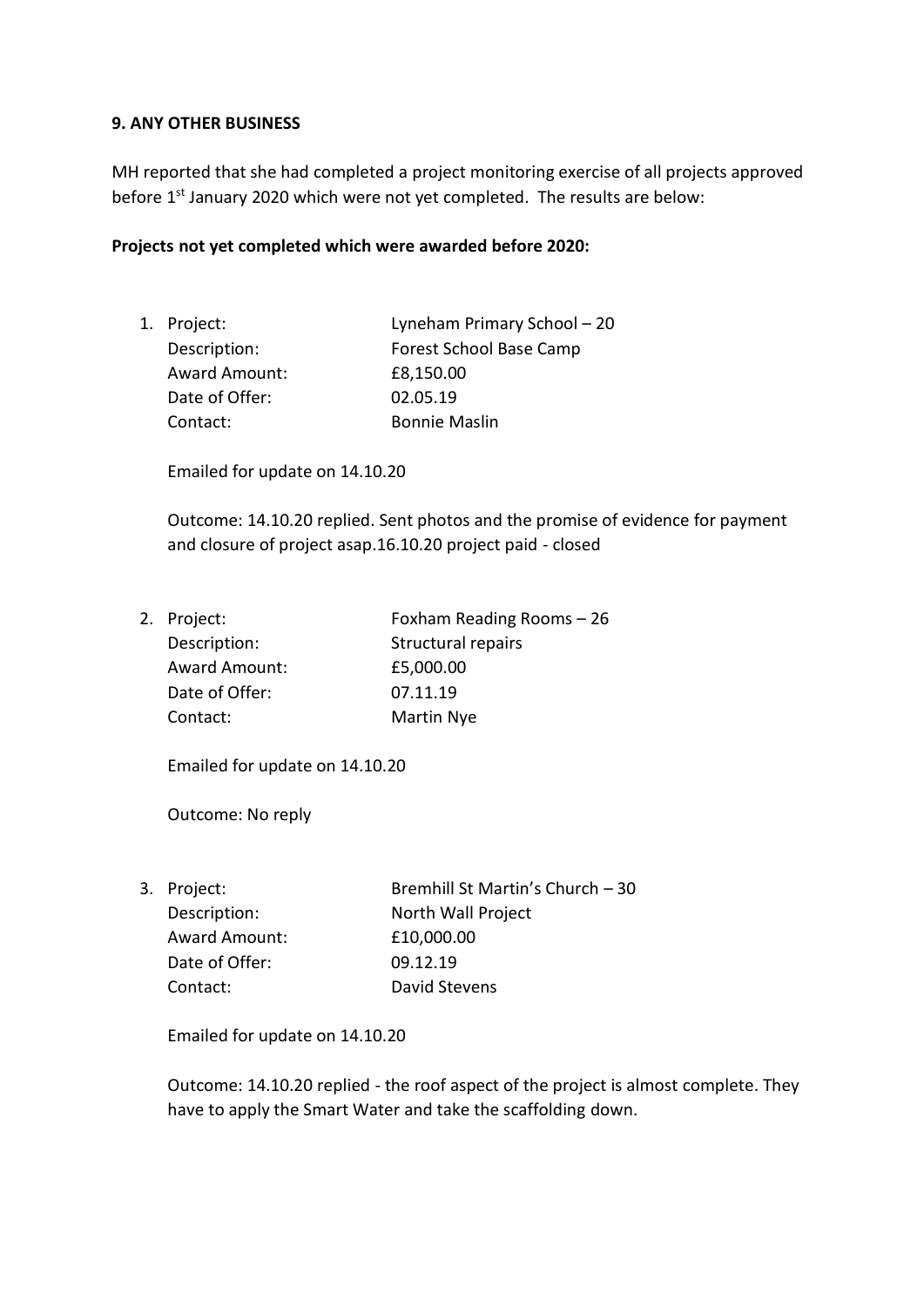**9. ANY OTHER BUSINESS**

MH reported that she had completed a project monitoring exercise of all projects approved before 1st January 2020 which were not yet completed. The results are below:

**Projects not yet completed which were awarded before 2020:**

1. Project: Lyneham Primary School – 20
   Description: Forest School Base Camp
   Award Amount: £8,150.00
   Date of Offer: 02.05.19
   Contact: Bonnie Maslin

   Emailed for update on 14.10.20

   Outcome: 14.10.20 replied. Sent photos and the promise of evidence for payment and closure of project asap.16.10.20 project paid - closed

2. Project: Foxham Reading Rooms – 26
   Description: Structural repairs
   Award Amount: £5,000.00
   Date of Offer: 07.11.19
   Contact: Martin Nye

   Emailed for update on 14.10.20

   Outcome: No reply

3. Project: Bremhill St Martin's Church – 30
   Description: North Wall Project
   Award Amount: £10,000.00
   Date of Offer: 09.12.19
   Contact: David Stevens

   Emailed for update on 14.10.20

   Outcome: 14.10.20 replied - the roof aspect of the project is almost complete. They have to apply the Smart Water and take the scaffolding down.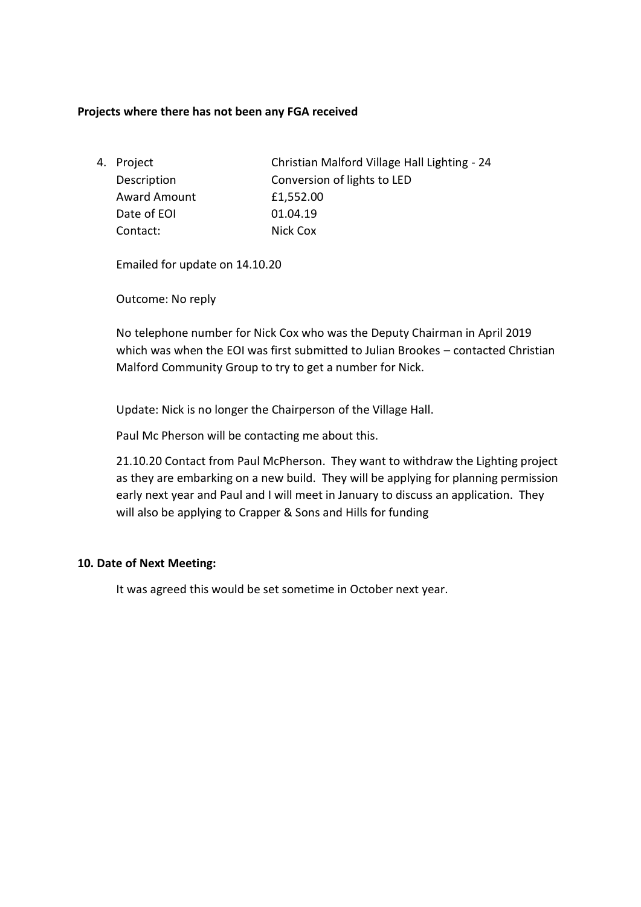**Projects where there has not been any FGA received**

4. Project Christian Malford Village Hall Lighting - 24

   Description Conversion of lights to LED

   Award Amount £1,552.00

   Date of EOI 01.04.19

   Contact: Nick Cox

   Emailed for update on 14.10.20

   Outcome: No reply

   No telephone number for Nick Cox who was the Deputy Chairman in April 2019 which was when the EOI was first submitted to Julian Brookes – contacted Christian Malford Community Group to try to get a number for Nick.

   Update: Nick is no longer the Chairperson of the Village Hall.

   Paul Mc Pherson will be contacting me about this.

   21.10.20 Contact from Paul McPherson. They want to withdraw the Lighting project as they are embarking on a new build. They will be applying for planning permission early next year and Paul and I will meet in January to discuss an application. They will also be applying to Crapper & Sons and Hills for funding

**10. Date of Next Meeting:**

It was agreed this would be set sometime in October next year.